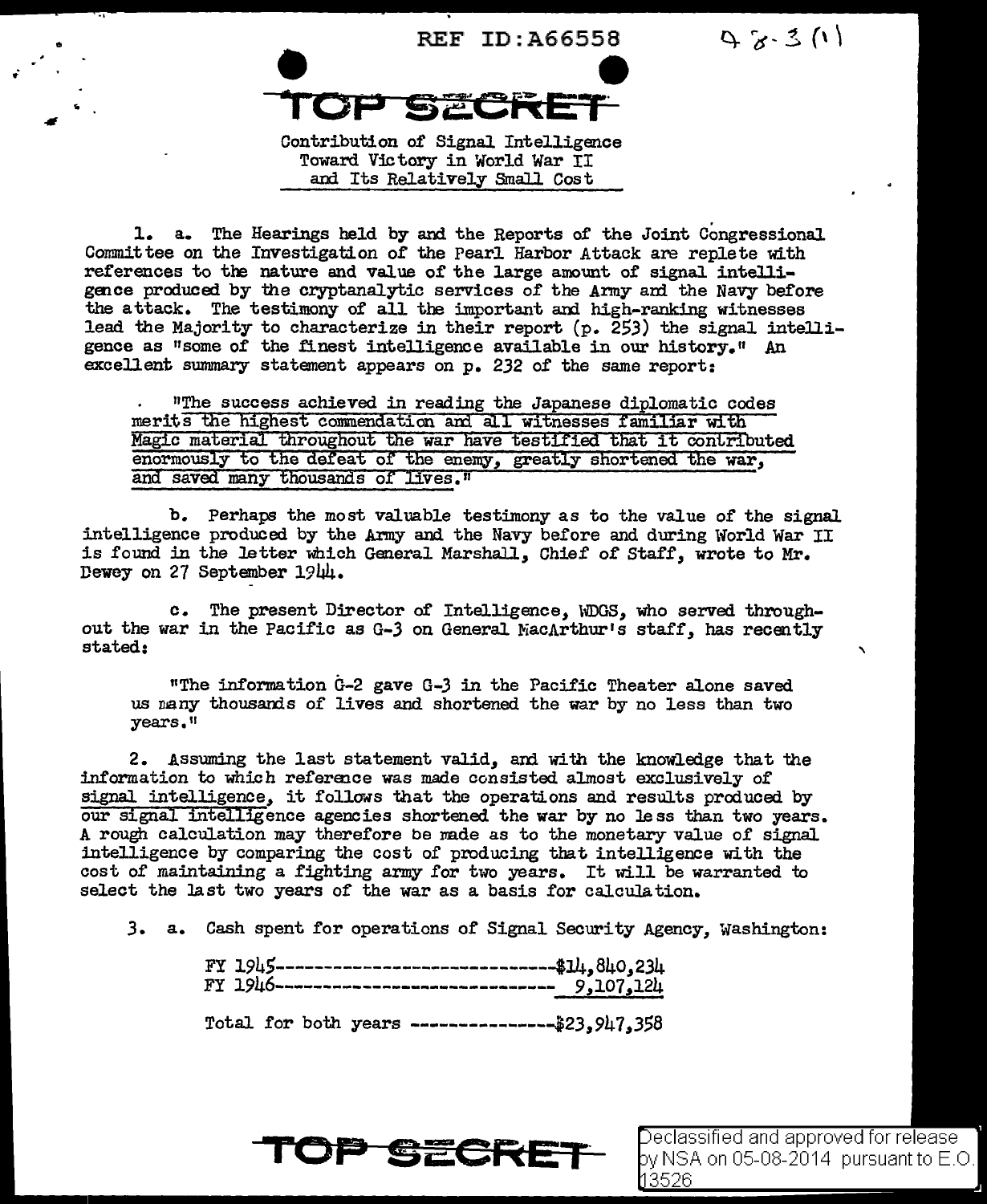REF ID:A66558 48-3(1)

TOP SECRET

Contribution of Signal Intelligence Toward Victory in World War II and Its Relatively Small Cost

1. a. The Hearings held by and the Reports of the Joint Congressional Committee on the Investigation of the Pearl Harbor Attack are replete with references to the nature and value of the large amount of signal intelligence produced by the cryptanalytic services of the Army and the Navy before the attack. The testimony of all the important and high-ranking witnesses lead the Majority to characterize in their report (p. 253) the signal intelligence as "some of the finest intelligence available in our history." An excellent summary statement appears on p. 232 of the same report:

> "The success achieved in reading the Japanese diplomatic codes merits the highest commendation and all witnesses familiar with Magic material throughout the war have testified that it contributed enormously to the defeat of the enemy, greatly shortened the war, and saved many thousands of lives."

b. Perhaps the most valuable testimony as to the value of the signal intelligence produced by the Army and the Navy before and during World War II is found in the letter which General Marshall, Chief of Staff, wrote to Mr. Dewey on 27 September 1944.

c. The present Director of Intelligence, WDGS, who served throughout the war in the Pacific as G-3 on General MacArthur's staff, has recently stated:

> "The information G-2 gave G-3 in the Pacific Theater alone saved us many thousands of lives and shortened the war by no less than two years."

2. Assuming the last statement valid, and with the knowledge that the information to which reference was made consisted almost exclusively of signal intelligence, it follows that the operations and results produced by our signal intelligence agencies shortened the war by no less than two years. A rough calculation may therefore be made as to the monetary value of signal intelligence by comparing the cost of producing that intelligence with the cost of maintaining a fighting army for two years. It will be warranted to select the last two years of the war as a basis for calculation.

3. a. Cash spent for operations of Signal Security Agency, Washington:

FY 1945------------------------------$14,840,234
FY 1946------------------------------ 9,107,124

Total for both years ---------------$23,947,358

TOP SECRET

Declassified and approved for release by NSA on 05-08-2014 pursuant to E.O. 13526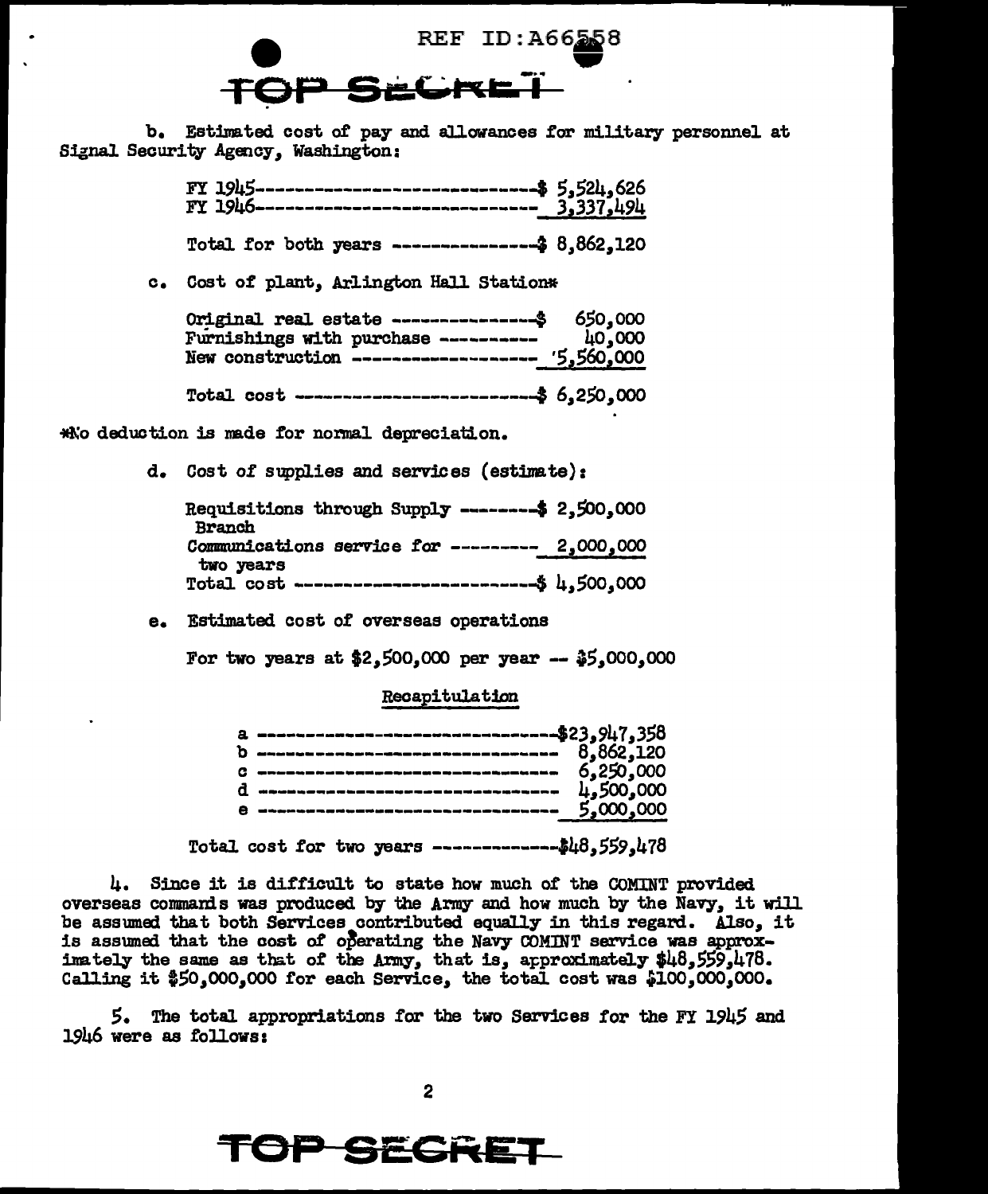REF ID:A66558

TOP SECRET

b. Estimated cost of pay and allowances for military personnel at Signal Security Agency, Washington:

| | |
|---|---|
| FY 1945 | $ 5,524,626 |
| FY 1946 | 3,337,494 |
| Total for both years | $ 8,862,120 |

c. Cost of plant, Arlington Hall Station*

| | |
|---|---|
| Original real estate | $ 650,000 |
| Furnishings with purchase | 40,000 |
| New construction | 5,560,000 |
| Total cost | $ 6,250,000 |

*No deduction is made for normal depreciation.

d. Cost of supplies and services (estimate):

| | |
|---|---|
| Requisitions through Supply Branch | $ 2,500,000 |
| Communications service for two years | 2,000,000 |
| Total cost | $ 4,500,000 |

e. Estimated cost of overseas operations

For two years at $2,500,000 per year -- $5,000,000

Recapitulation

| | |
|---|---|
| a | $23,947,358 |
| b | 8,862,120 |
| c | 6,250,000 |
| d | 4,500,000 |
| e | 5,000,000 |

Total cost for two years ------------$48,559,478

4. Since it is difficult to state how much of the COMINT provided overseas commands was produced by the Army and how much by the Navy, it will be assumed that both Services contributed equally in this regard. Also, it is assumed that the cost of operating the Navy COMINT service was approximately the same as that of the Army, that is, approximately $48,559,478. Calling it $50,000,000 for each Service, the total cost was $100,000,000.

5. The total appropriations for the two Services for the FY 1945 and 1946 were as follows:

TOP SECRET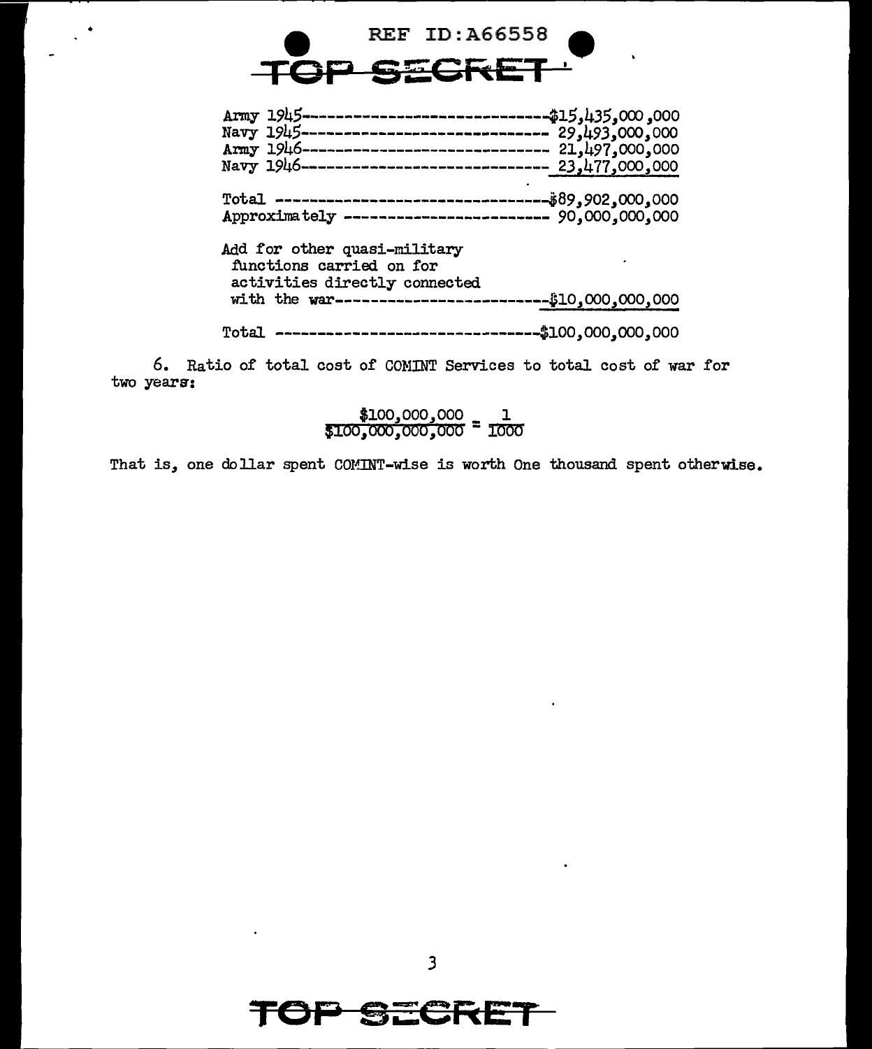| | |
|---|---|
| Army 1945 | $15,435,000,000 |
| Navy 1945 | 29,493,000,000 |
| Army 1946 | 21,497,000,000 |
| Navy 1946 | 23,477,000,000 |
| Total | $89,902,000,000 |
| Approximately | 90,000,000,000 |
| Add for other quasi-military functions carried on for activities directly connected with the war | $10,000,000,000 |
| Total | $100,000,000,000 |

6. Ratio of total cost of COMINT Services to total cost of war for two years:

$$\frac{\$100,000,000}{\$100,000,000,000} = \frac{1}{1000}$$

That is, one dollar spent COMINT-wise is worth One thousand spent otherwise.